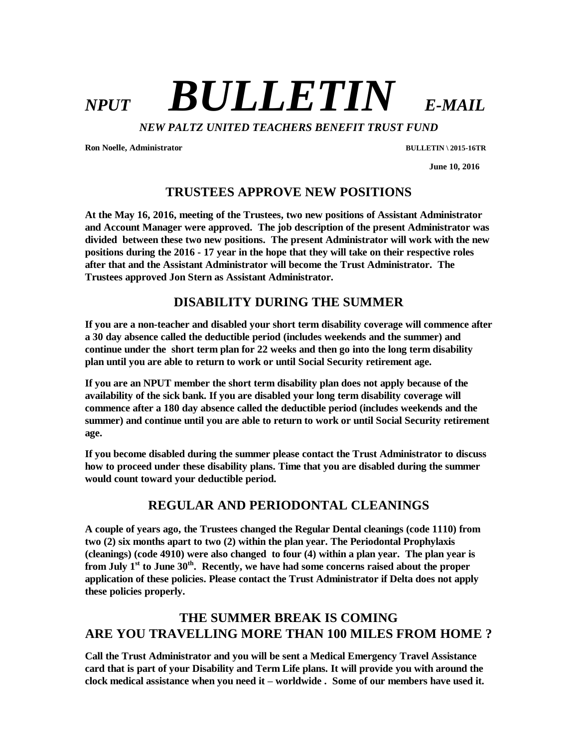# *NPUT* ***BULLETIN*** *E-MAIL*

***NEW PALTZ UNITED TEACHERS BENEFIT TRUST FUND***

**Ron Noelle, Administrator** **BULLETIN \ 2015-16TR**

**June 10, 2016**

## TRUSTEES APPROVE NEW POSITIONS

**At the May 16, 2016, meeting of the Trustees, two new positions of Assistant Administrator and Account Manager were approved. The job description of the present Administrator was divided between these two new positions. The present Administrator will work with the new positions during the 2016 - 17 year in the hope that they will take on their respective roles after that and the Assistant Administrator will become the Trust Administrator. The Trustees approved Jon Stern as Assistant Administrator.**

## DISABILITY DURING THE SUMMER

**If you are a non-teacher and disabled your short term disability coverage will commence after a 30 day absence called the deductible period (includes weekends and the summer) and continue under the short term plan for 22 weeks and then go into the long term disability plan until you are able to return to work or until Social Security retirement age.**

**If you are an NPUT member the short term disability plan does not apply because of the availability of the sick bank. If you are disabled your long term disability coverage will commence after a 180 day absence called the deductible period (includes weekends and the summer) and continue until you are able to return to work or until Social Security retirement age.**

**If you become disabled during the summer please contact the Trust Administrator to discuss how to proceed under these disability plans. Time that you are disabled during the summer would count toward your deductible period.**

## REGULAR AND PERIODONTAL CLEANINGS

**A couple of years ago, the Trustees changed the Regular Dental cleanings (code 1110) from two (2) six months apart to two (2) within the plan year. The Periodontal Prophylaxis (cleanings) (code 4910) were also changed to four (4) within a plan year. The plan year is from July 1st to June 30th. Recently, we have had some concerns raised about the proper application of these policies. Please contact the Trust Administrator if Delta does not apply these policies properly.**

## THE SUMMER BREAK IS COMING
## ARE YOU TRAVELLING MORE THAN 100 MILES FROM HOME ?

**Call the Trust Administrator and you will be sent a Medical Emergency Travel Assistance card that is part of your Disability and Term Life plans. It will provide you with around the clock medical assistance when you need it – worldwide . Some of our members have used it.**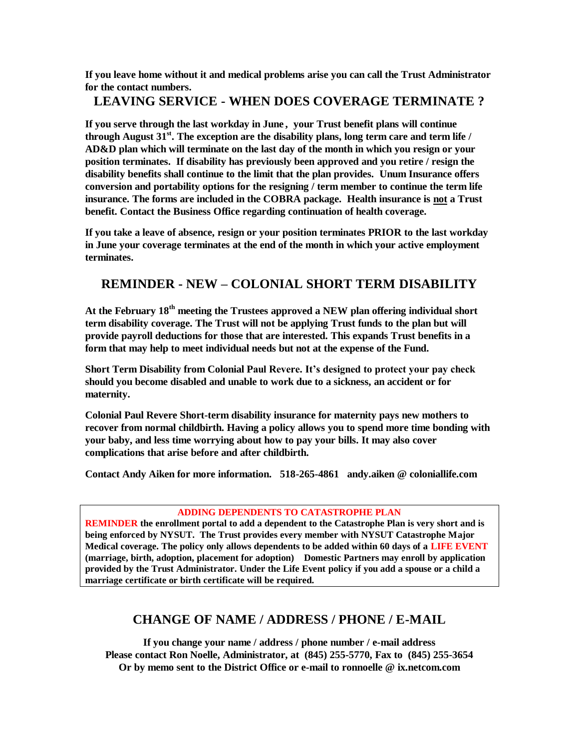**If you leave home without it and medical problems arise you can call the Trust Administrator for the contact numbers.**

## LEAVING SERVICE - WHEN DOES COVERAGE TERMINATE ?

**If you serve through the last workday in June , your Trust benefit plans will continue through August 31st. The exception are the disability plans, long term care and term life / AD&D plan which will terminate on the last day of the month in which you resign or your position terminates. If disability has previously been approved and you retire / resign the disability benefits shall continue to the limit that the plan provides. Unum Insurance offers conversion and portability options for the resigning / term member to continue the term life insurance. The forms are included in the COBRA package. Health insurance is <u>not</u> a Trust benefit. Contact the Business Office regarding continuation of health coverage.**

**If you take a leave of absence, resign or your position terminates PRIOR to the last workday in June your coverage terminates at the end of the month in which your active employment terminates.**

## REMINDER - NEW – COLONIAL SHORT TERM DISABILITY

**At the February 18th meeting the Trustees approved a NEW plan offering individual short term disability coverage. The Trust will not be applying Trust funds to the plan but will provide payroll deductions for those that are interested. This expands Trust benefits in a form that may help to meet individual needs but not at the expense of the Fund.**

**Short Term Disability from Colonial Paul Revere. It's designed to protect your pay check should you become disabled and unable to work due to a sickness, an accident or for maternity.**

**Colonial Paul Revere Short-term disability insurance for maternity pays new mothers to recover from normal childbirth. Having a policy allows you to spend more time bonding with your baby, and less time worrying about how to pay your bills. It may also cover complications that arise before and after childbirth.**

**Contact Andy Aiken for more information. 518-265-4861 andy.aiken @ coloniallife.com**

**ADDING DEPENDENTS TO CATASTROPHE PLAN**

**REMINDER the enrollment portal to add a dependent to the Catastrophe Plan is very short and is being enforced by NYSUT. The Trust provides every member with NYSUT Catastrophe Major Medical coverage. The policy only allows dependents to be added within 60 days of a LIFE EVENT (marriage, birth, adoption, placement for adoption) Domestic Partners may enroll by application provided by the Trust Administrator. Under the Life Event policy if you add a spouse or a child a marriage certificate or birth certificate will be required.**

## CHANGE OF NAME / ADDRESS / PHONE / E-MAIL

**If you change your name / address / phone number / e-mail address**
**Please contact Ron Noelle, Administrator, at (845) 255-5770, Fax to (845) 255-3654**
**Or by memo sent to the District Office or e-mail to ronnoelle @ ix.netcom.com**